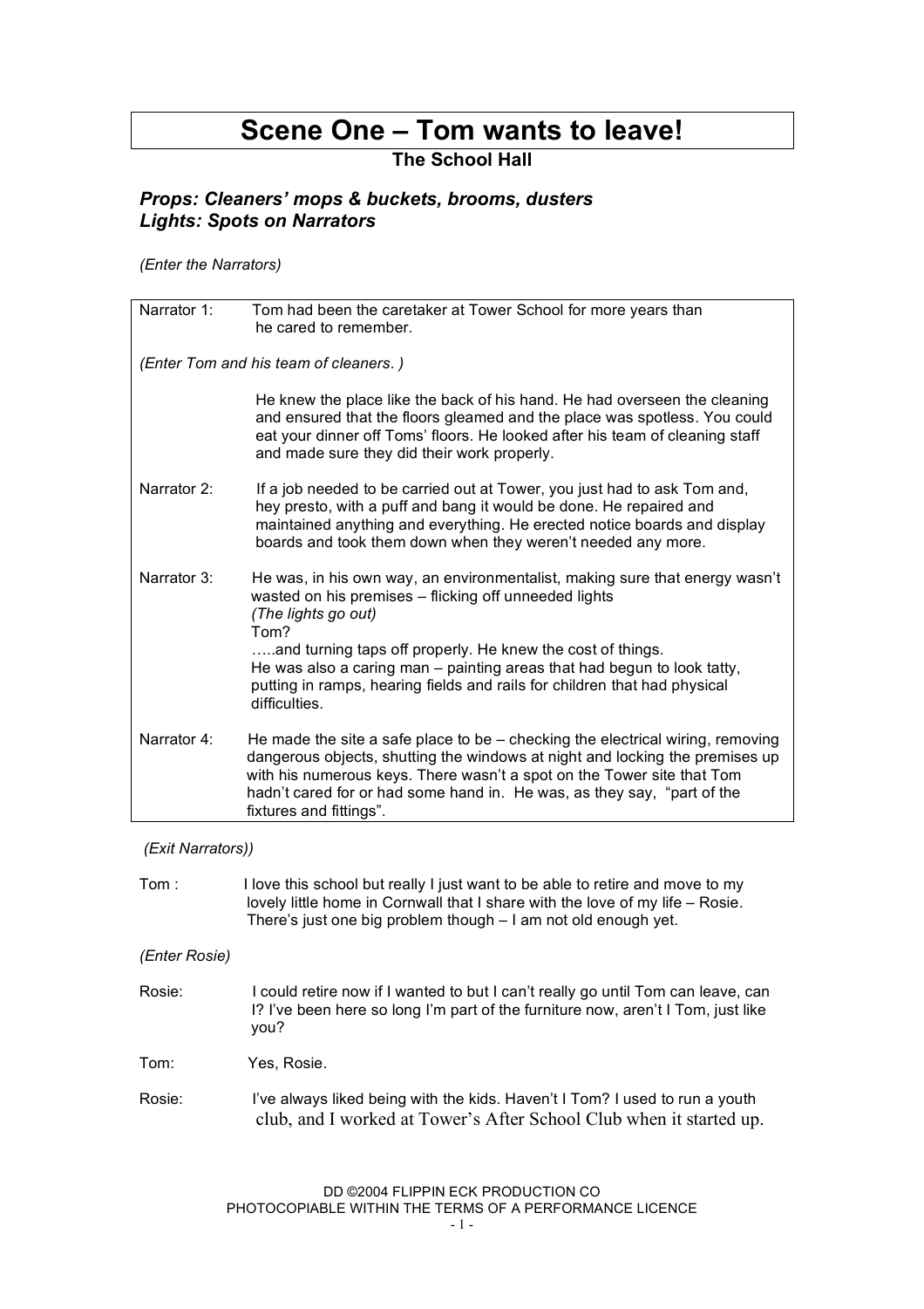# Scene One – Tom wants to leave!

## The School Hall

***Props: Cleaners' mops & buckets, brooms, dusters***
***Lights: Spots on Narrators***

*(Enter the Narrators)*

Narrator 1: Tom had been the caretaker at Tower School for more years than he cared to remember.

*(Enter Tom and his team of cleaners. )*

He knew the place like the back of his hand. He had overseen the cleaning and ensured that the floors gleamed and the place was spotless. You could eat your dinner off Toms' floors. He looked after his team of cleaning staff and made sure they did their work properly.

Narrator 2: If a job needed to be carried out at Tower, you just had to ask Tom and, hey presto, with a puff and bang it would be done. He repaired and maintained anything and everything. He erected notice boards and display boards and took them down when they weren't needed any more.

Narrator 3: He was, in his own way, an environmentalist, making sure that energy wasn't wasted on his premises – flicking off unneeded lights
*(The lights go out)*
Tom?
…..and turning taps off properly. He knew the cost of things.
He was also a caring man – painting areas that had begun to look tatty, putting in ramps, hearing fields and rails for children that had physical difficulties.

Narrator 4: He made the site a safe place to be – checking the electrical wiring, removing dangerous objects, shutting the windows at night and locking the premises up with his numerous keys. There wasn't a spot on the Tower site that Tom hadn't cared for or had some hand in. He was, as they say, "part of the fixtures and fittings".

*(Exit Narrators))*

Tom : I love this school but really I just want to be able to retire and move to my lovely little home in Cornwall that I share with the love of my life – Rosie. There's just one big problem though – I am not old enough yet.

*(Enter Rosie)*

Rosie: I could retire now if I wanted to but I can't really go until Tom can leave, can I? I've been here so long I'm part of the furniture now, aren't I Tom, just like you?

Tom: Yes, Rosie.

Rosie: I've always liked being with the kids. Haven't I Tom? I used to run a youth club, and I worked at Tower's After School Club when it started up.

DD ©2004 FLIPPIN ECK PRODUCTION CO
PHOTOCOPIABLE WITHIN THE TERMS OF A PERFORMANCE LICENCE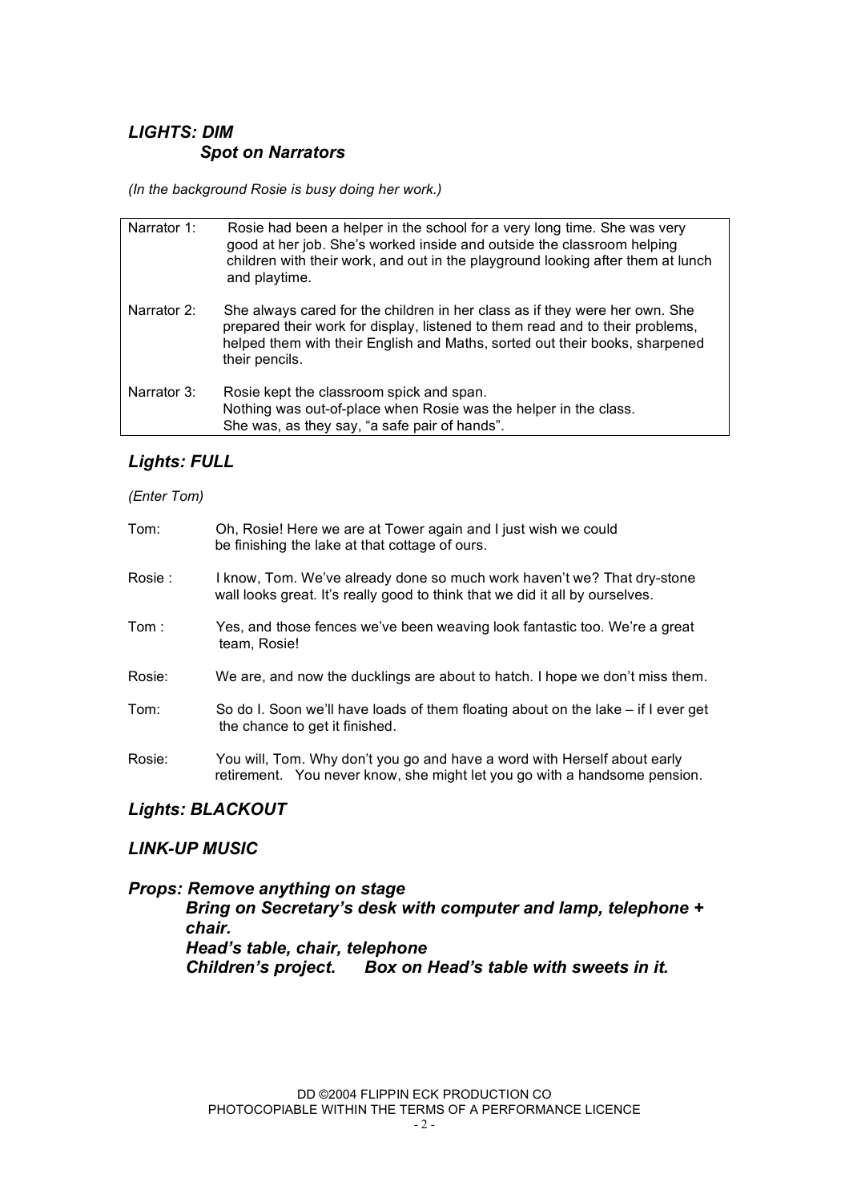***LIGHTS: DIM***
***Spot on Narrators***

*(In the background Rosie is busy doing her work.)*

| | |
|---|---|
| Narrator 1: | Rosie had been a helper in the school for a very long time. She was very good at her job. She's worked inside and outside the classroom helping children with their work, and out in the playground looking after them at lunch and playtime. |
| Narrator 2: | She always cared for the children in her class as if they were her own. She prepared their work for display, listened to them read and to their problems, helped them with their English and Maths, sorted out their books, sharpened their pencils. |
| Narrator 3: | Rosie kept the classroom spick and span. Nothing was out-of-place when Rosie was the helper in the class. She was, as they say, "a safe pair of hands". |

***Lights: FULL***

*(Enter Tom)*

Tom: Oh, Rosie! Here we are at Tower again and I just wish we could be finishing the lake at that cottage of ours.

Rosie : I know, Tom. We've already done so much work haven't we? That dry-stone wall looks great. It's really good to think that we did it all by ourselves.

Tom : Yes, and those fences we've been weaving look fantastic too. We're a great team, Rosie!

Rosie: We are, and now the ducklings are about to hatch. I hope we don't miss them.

Tom: So do I. Soon we'll have loads of them floating about on the lake – if I ever get the chance to get it finished.

Rosie: You will, Tom. Why don't you go and have a word with Herself about early retirement. You never know, she might let you go with a handsome pension.

***Lights: BLACKOUT***

***LINK-UP MUSIC***

***Props: Remove anything on stage***
***Bring on Secretary's desk with computer and lamp, telephone + chair.***
***Head's table, chair, telephone***
***Children's project. Box on Head's table with sweets in it.***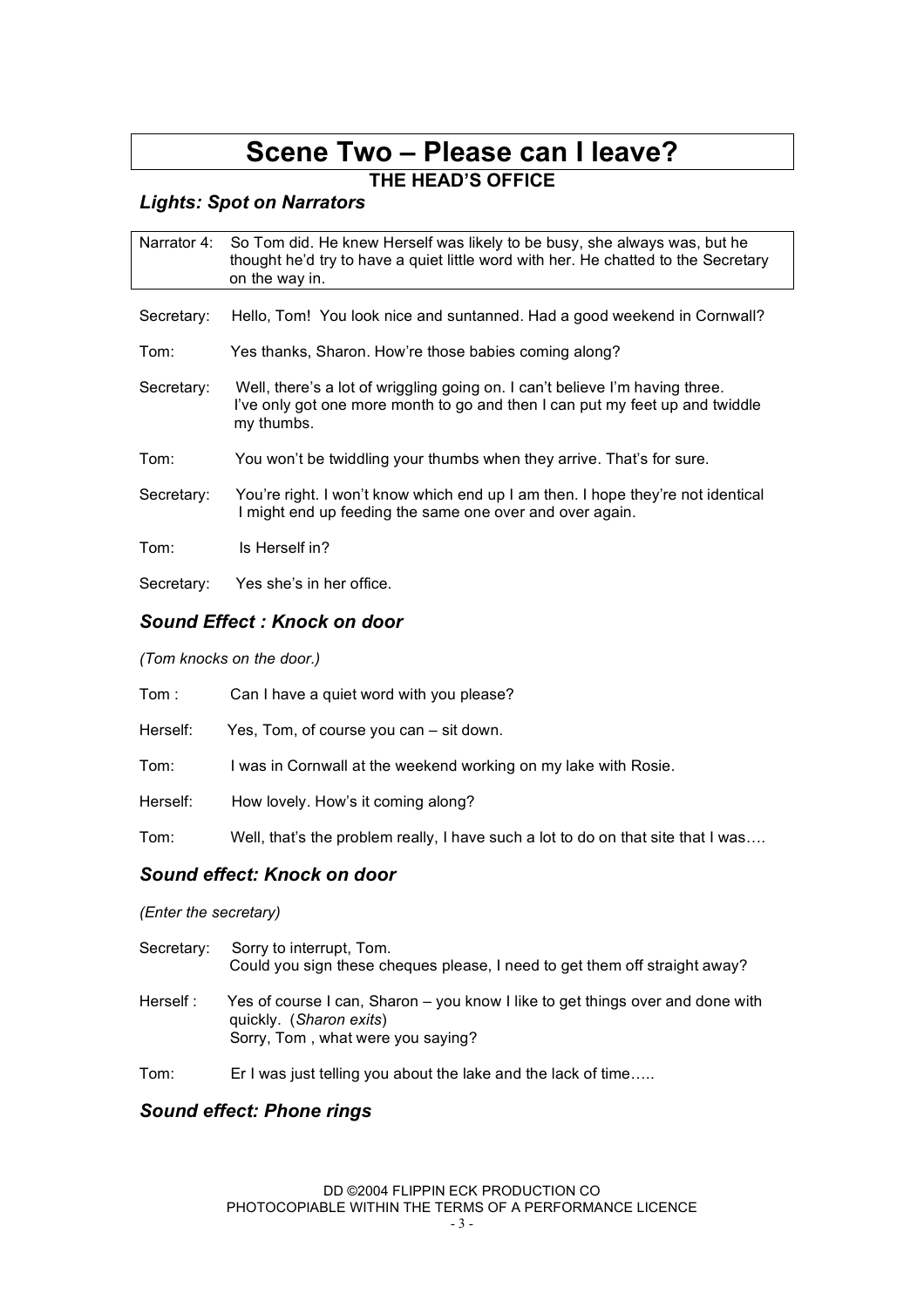# Scene Two – Please can I leave?

**THE HEAD'S OFFICE**

### *Lights: Spot on Narrators*

| | |
|---|---|
| Narrator 4: | So Tom did. He knew Herself was likely to be busy, she always was, but he thought he'd try to have a quiet little word with her. He chatted to the Secretary on the way in. |

Secretary: Hello, Tom! You look nice and suntanned. Had a good weekend in Cornwall?

Tom: Yes thanks, Sharon. How're those babies coming along?

Secretary: Well, there's a lot of wriggling going on. I can't believe I'm having three. I've only got one more month to go and then I can put my feet up and twiddle my thumbs.

Tom: You won't be twiddling your thumbs when they arrive. That's for sure.

Secretary: You're right. I won't know which end up I am then. I hope they're not identical I might end up feeding the same one over and over again.

Tom: Is Herself in?

Secretary: Yes she's in her office.

### *Sound Effect : Knock on door*

*(Tom knocks on the door.)*

Tom : Can I have a quiet word with you please?

Herself: Yes, Tom, of course you can – sit down.

Tom: I was in Cornwall at the weekend working on my lake with Rosie.

Herself: How lovely. How's it coming along?

Tom: Well, that's the problem really, I have such a lot to do on that site that I was….

### *Sound effect: Knock on door*

*(Enter the secretary)*

Secretary: Sorry to interrupt, Tom.
Could you sign these cheques please, I need to get them off straight away?

Herself : Yes of course I can, Sharon – you know I like to get things over and done with quickly. (*Sharon exits*)
Sorry, Tom , what were you saying?

Tom: Er I was just telling you about the lake and the lack of time…..

### *Sound effect: Phone rings*

DD ©2004 FLIPPIN ECK PRODUCTION CO
PHOTOCOPIABLE WITHIN THE TERMS OF A PERFORMANCE LICENCE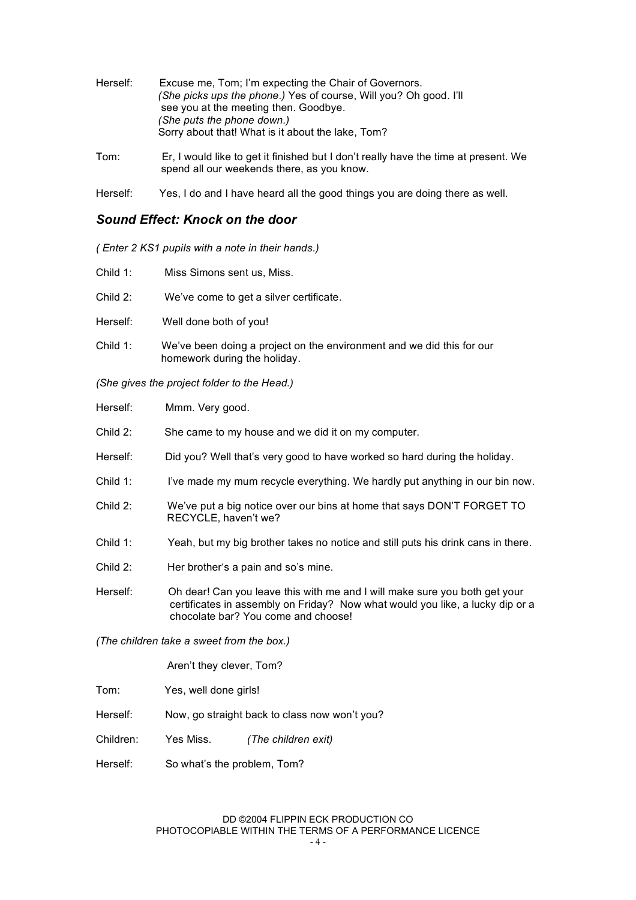Herself: Excuse me, Tom; I'm expecting the Chair of Governors.
*(She picks ups the phone.)* Yes of course, Will you? Oh good. I'll see you at the meeting then. Goodbye.
*(She puts the phone down.)*
Sorry about that! What is it about the lake, Tom?

Tom: Er, I would like to get it finished but I don't really have the time at present. We spend all our weekends there, as you know.

Herself: Yes, I do and I have heard all the good things you are doing there as well.

### *Sound Effect: Knock on the door*

*( Enter 2 KS1 pupils with a note in their hands.)*

Child 1: Miss Simons sent us, Miss.

Child 2: We've come to get a silver certificate.

Herself: Well done both of you!

Child 1: We've been doing a project on the environment and we did this for our homework during the holiday.

*(She gives the project folder to the Head.)*

Herself: Mmm. Very good.

Child 2: She came to my house and we did it on my computer.

Herself: Did you? Well that's very good to have worked so hard during the holiday.

Child 1: I've made my mum recycle everything. We hardly put anything in our bin now.

Child 2: We've put a big notice over our bins at home that says DON'T FORGET TO RECYCLE, haven't we?

Child 1: Yeah, but my big brother takes no notice and still puts his drink cans in there.

Child 2: Her brother's a pain and so's mine.

Herself: Oh dear! Can you leave this with me and I will make sure you both get your certificates in assembly on Friday? Now what would you like, a lucky dip or a chocolate bar? You come and choose!

*(The children take a sweet from the box.)*

Aren't they clever, Tom?

Tom: Yes, well done girls!

Herself: Now, go straight back to class now won't you?

Children: Yes Miss. *(The children exit)*

Herself: So what's the problem, Tom?

DD ©2004 FLIPPIN ECK PRODUCTION CO
PHOTOCOPIABLE WITHIN THE TERMS OF A PERFORMANCE LICENCE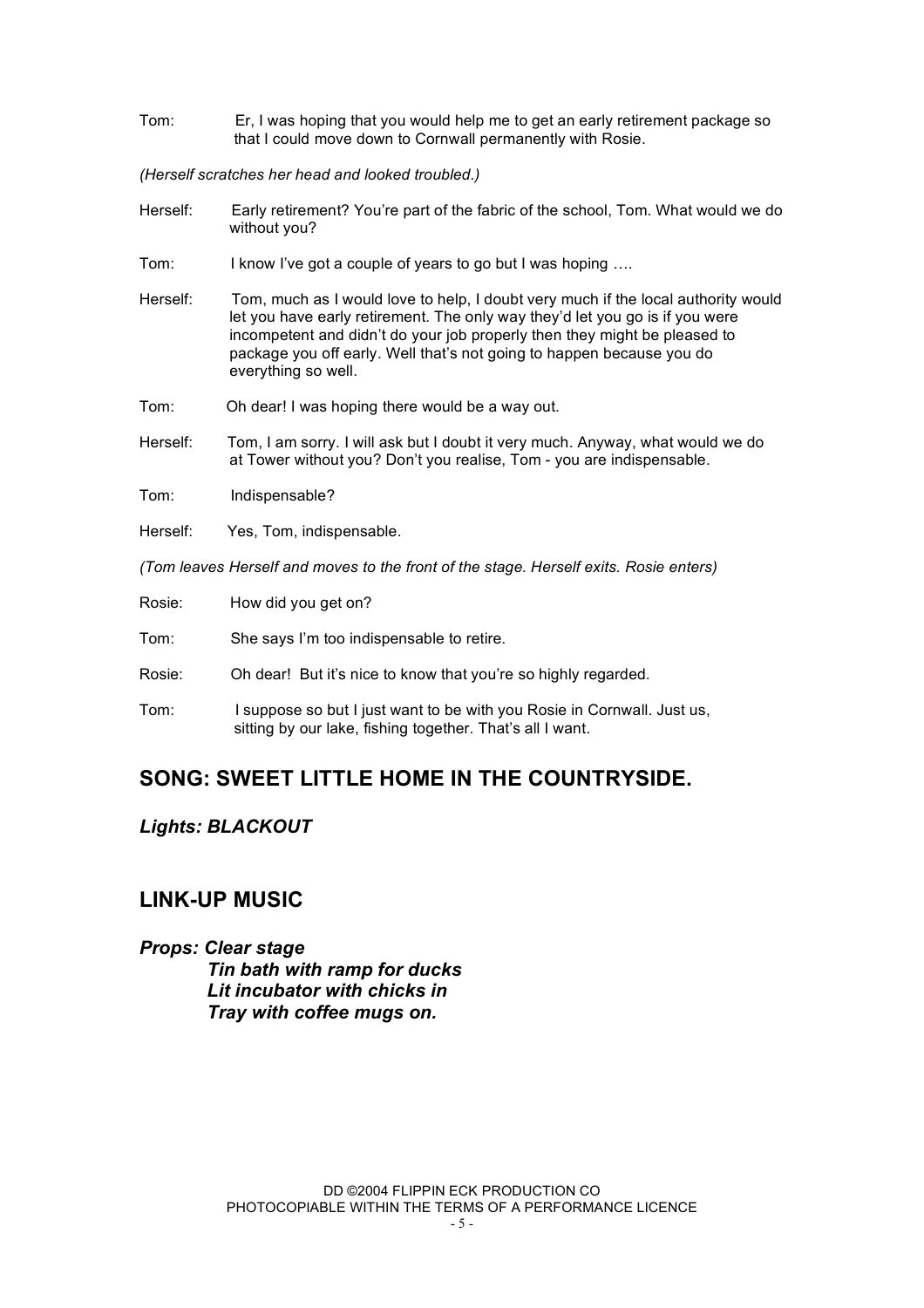Tom: Er, I was hoping that you would help me to get an early retirement package so that I could move down to Cornwall permanently with Rosie.

*(Herself scratches her head and looked troubled.)*

Herself: Early retirement? You're part of the fabric of the school, Tom. What would we do without you?

Tom: I know I've got a couple of years to go but I was hoping ….

Herself: Tom, much as I would love to help, I doubt very much if the local authority would let you have early retirement. The only way they'd let you go is if you were incompetent and didn't do your job properly then they might be pleased to package you off early. Well that's not going to happen because you do everything so well.

Tom: Oh dear! I was hoping there would be a way out.

Herself: Tom, I am sorry. I will ask but I doubt it very much. Anyway, what would we do at Tower without you? Don't you realise, Tom - you are indispensable.

Tom: Indispensable?

Herself: Yes, Tom, indispensable.

*(Tom leaves Herself and moves to the front of the stage. Herself exits. Rosie enters)*

Rosie: How did you get on?

Tom: She says I'm too indispensable to retire.

Rosie: Oh dear! But it's nice to know that you're so highly regarded.

Tom: I suppose so but I just want to be with you Rosie in Cornwall. Just us, sitting by our lake, fishing together. That's all I want.

## SONG: SWEET LITTLE HOME IN THE COUNTRYSIDE.

***Lights: BLACKOUT***

## LINK-UP MUSIC

***Props: Clear stage***
***Tin bath with ramp for ducks***
***Lit incubator with chicks in***
***Tray with coffee mugs on.***

DD ©2004 FLIPPIN ECK PRODUCTION CO
PHOTOCOPIABLE WITHIN THE TERMS OF A PERFORMANCE LICENCE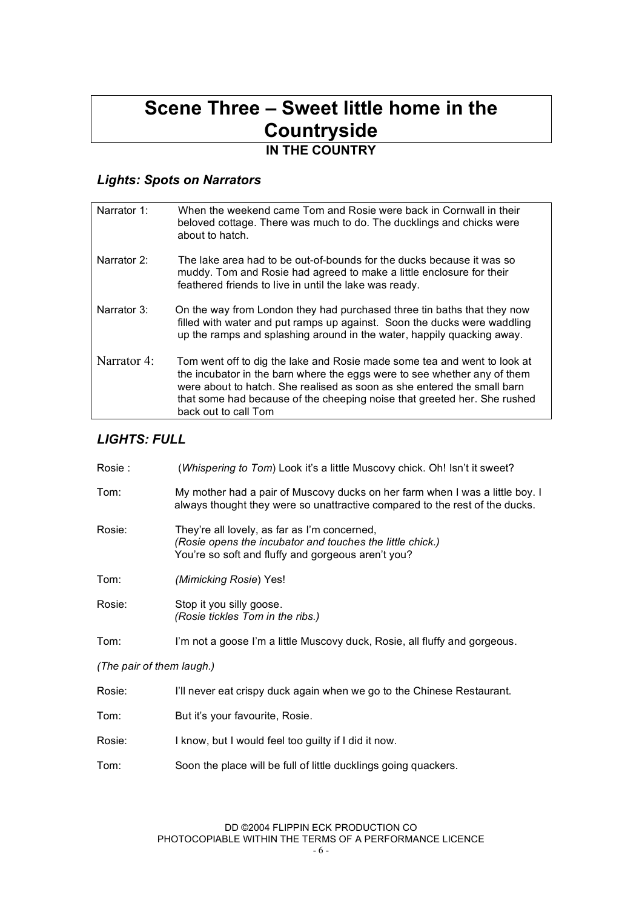# Scene Three – Sweet little home in the Countryside

**IN THE COUNTRY**

### *Lights: Spots on Narrators*

| | |
|---|---|
| Narrator 1: | When the weekend came Tom and Rosie were back in Cornwall in their beloved cottage. There was much to do. The ducklings and chicks were about to hatch. |
| Narrator 2: | The lake area had to be out-of-bounds for the ducks because it was so muddy. Tom and Rosie had agreed to make a little enclosure for their feathered friends to live in until the lake was ready. |
| Narrator 3: | On the way from London they had purchased three tin baths that they now filled with water and put ramps up against. Soon the ducks were waddling up the ramps and splashing around in the water, happily quacking away. |
| Narrator 4: | Tom went off to dig the lake and Rosie made some tea and went to look at the incubator in the barn where the eggs were to see whether any of them were about to hatch. She realised as soon as she entered the small barn that some had because of the cheeping noise that greeted her. She rushed back out to call Tom |

### *LIGHTS: FULL*

Rosie : (*Whispering to Tom*) Look it's a little Muscovy chick. Oh! Isn't it sweet?

Tom: My mother had a pair of Muscovy ducks on her farm when I was a little boy. I always thought they were so unattractive compared to the rest of the ducks.

Rosie: They're all lovely, as far as I'm concerned,
*(Rosie opens the incubator and touches the little chick.)*
You're so soft and fluffy and gorgeous aren't you?

Tom: *(Mimicking Rosie*) Yes!

Rosie: Stop it you silly goose.
*(Rosie tickles Tom in the ribs.)*

Tom: I'm not a goose I'm a little Muscovy duck, Rosie, all fluffy and gorgeous.

*(The pair of them laugh.)*

Rosie: I'll never eat crispy duck again when we go to the Chinese Restaurant.

Tom: But it's your favourite, Rosie.

Rosie: I know, but I would feel too guilty if I did it now.

Tom: Soon the place will be full of little ducklings going quackers.

DD ©2004 FLIPPIN ECK PRODUCTION CO
PHOTOCOPIABLE WITHIN THE TERMS OF A PERFORMANCE LICENCE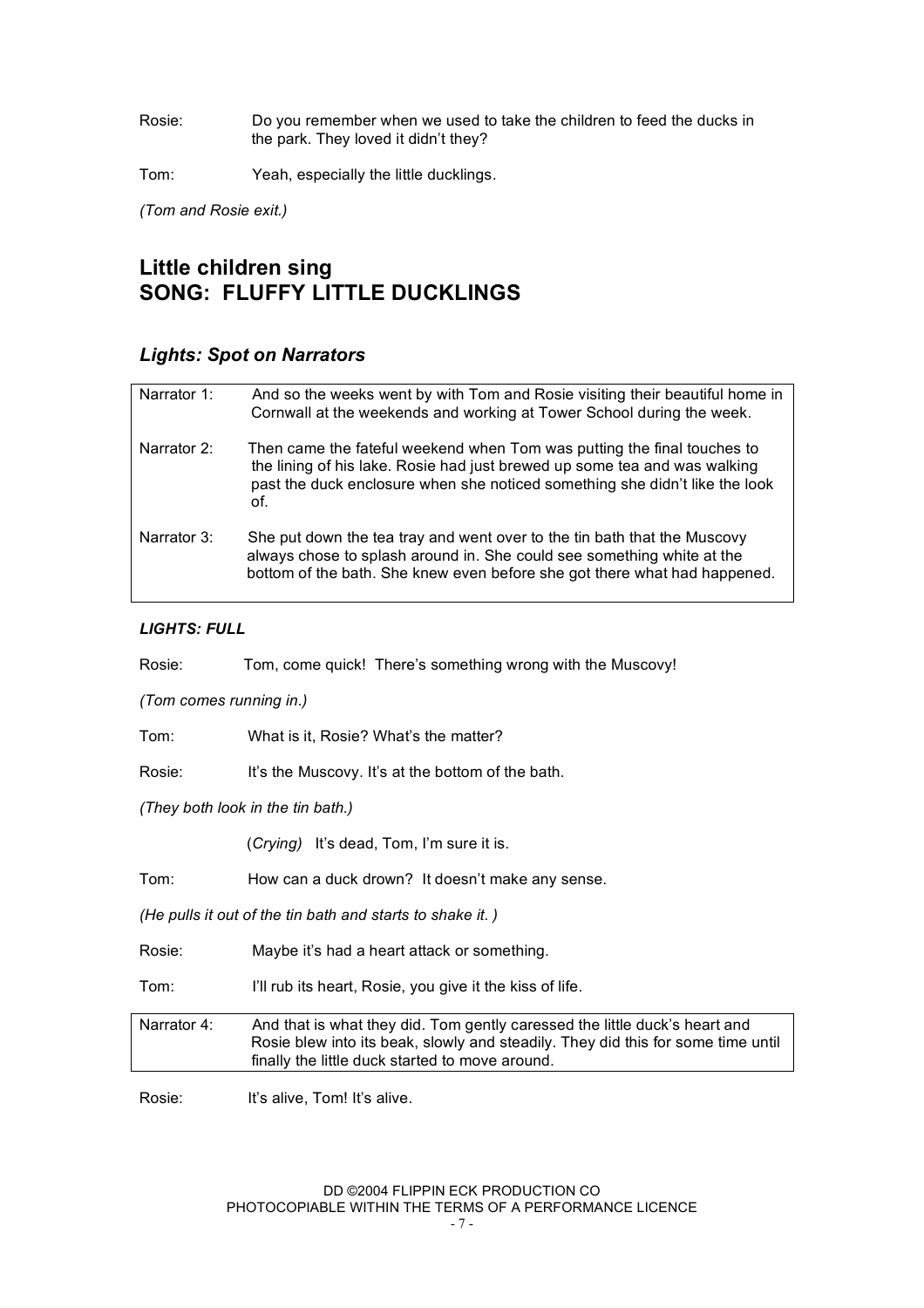Rosie: Do you remember when we used to take the children to feed the ducks in the park. They loved it didn't they?

Tom: Yeah, especially the little ducklings.

*(Tom and Rosie exit.)*

## Little children sing
## SONG: FLUFFY LITTLE DUCKLINGS

### *Lights: Spot on Narrators*

| | |
|---|---|
| Narrator 1: | And so the weeks went by with Tom and Rosie visiting their beautiful home in Cornwall at the weekends and working at Tower School during the week. |
| Narrator 2: | Then came the fateful weekend when Tom was putting the final touches to the lining of his lake. Rosie had just brewed up some tea and was walking past the duck enclosure when she noticed something she didn't like the look of. |
| Narrator 3: | She put down the tea tray and went over to the tin bath that the Muscovy always chose to splash around in. She could see something white at the bottom of the bath. She knew even before she got there what had happened. |

***LIGHTS: FULL***

Rosie: Tom, come quick! There's something wrong with the Muscovy!

*(Tom comes running in.)*

Tom: What is it, Rosie? What's the matter?

Rosie: It's the Muscovy. It's at the bottom of the bath.

*(They both look in the tin bath.)*

(*Crying*) It's dead, Tom, I'm sure it is.

Tom: How can a duck drown? It doesn't make any sense.

*(He pulls it out of the tin bath and starts to shake it. )*

Rosie: Maybe it's had a heart attack or something.

Tom: I'll rub its heart, Rosie, you give it the kiss of life.

| | |
|---|---|
| Narrator 4: | And that is what they did. Tom gently caressed the little duck's heart and Rosie blew into its beak, slowly and steadily. They did this for some time until finally the little duck started to move around. |

Rosie: It's alive, Tom! It's alive.

DD ©2004 FLIPPIN ECK PRODUCTION CO
PHOTOCOPIABLE WITHIN THE TERMS OF A PERFORMANCE LICENCE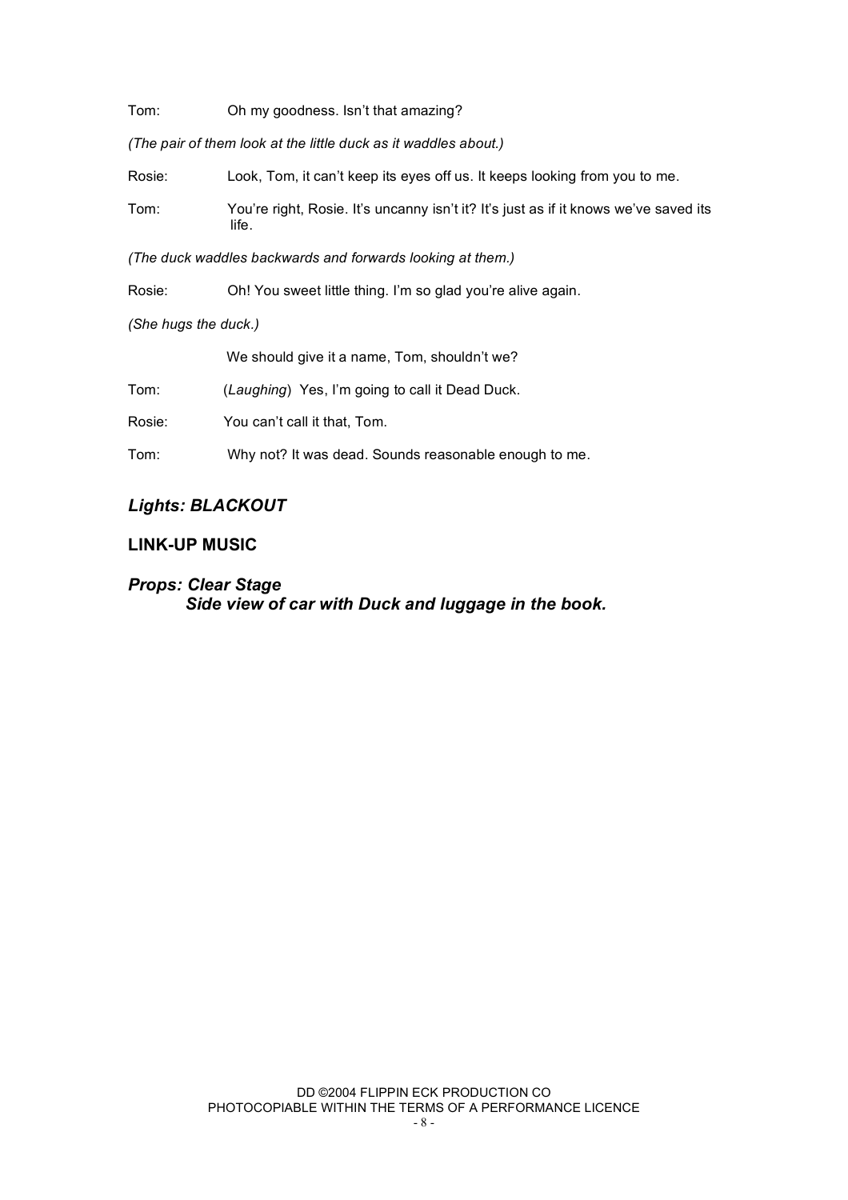Tom: Oh my goodness. Isn't that amazing?

*(The pair of them look at the little duck as it waddles about.)*

Rosie: Look, Tom, it can't keep its eyes off us. It keeps looking from you to me.

Tom: You're right, Rosie. It's uncanny isn't it? It's just as if it knows we've saved its life.

*(The duck waddles backwards and forwards looking at them.)*

Rosie: Oh! You sweet little thing. I'm so glad you're alive again.

*(She hugs the duck.)*

We should give it a name, Tom, shouldn't we?

Tom: (*Laughing*) Yes, I'm going to call it Dead Duck.

Rosie: You can't call it that, Tom.

Tom: Why not? It was dead. Sounds reasonable enough to me.

***Lights: BLACKOUT***

**LINK-UP MUSIC**

***Props: Clear Stage***
***Side view of car with Duck and luggage in the book.***

DD ©2004 FLIPPIN ECK PRODUCTION CO
PHOTOCOPIABLE WITHIN THE TERMS OF A PERFORMANCE LICENCE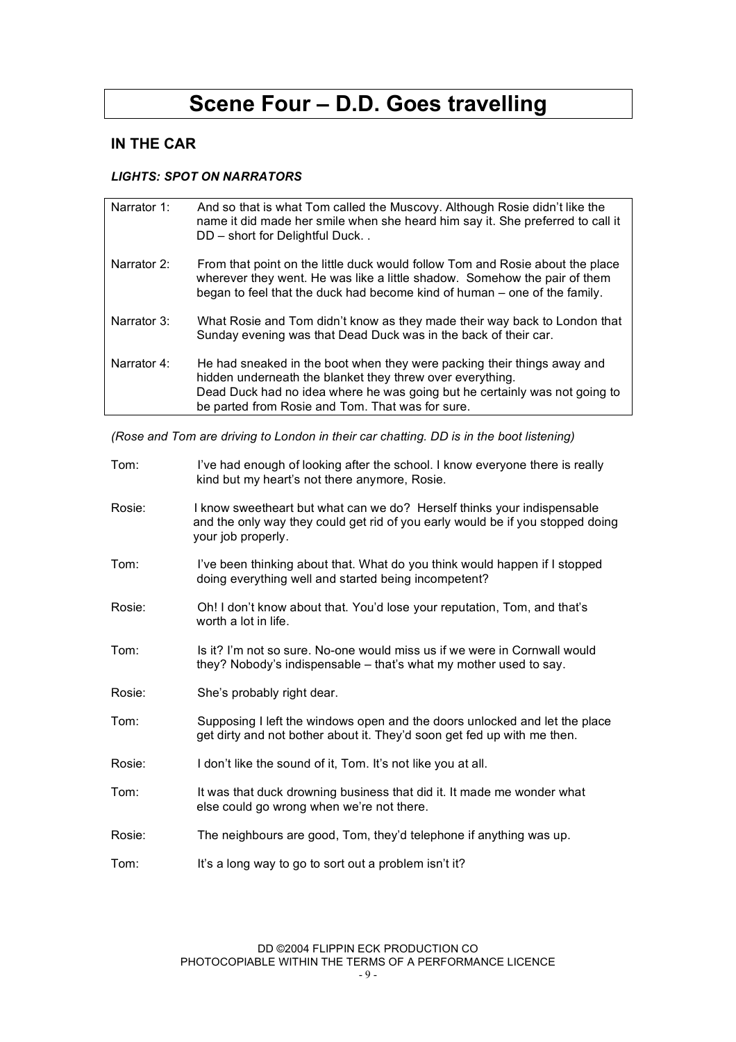# Scene Four – D.D. Goes travelling

## IN THE CAR

***LIGHTS: SPOT ON NARRATORS***

| | |
|---|---|
| Narrator 1: | And so that is what Tom called the Muscovy. Although Rosie didn't like the name it did made her smile when she heard him say it. She preferred to call it DD – short for Delightful Duck. . |
| Narrator 2: | From that point on the little duck would follow Tom and Rosie about the place wherever they went. He was like a little shadow. Somehow the pair of them began to feel that the duck had become kind of human – one of the family. |
| Narrator 3: | What Rosie and Tom didn't know as they made their way back to London that Sunday evening was that Dead Duck was in the back of their car. |
| Narrator 4: | He had sneaked in the boot when they were packing their things away and hidden underneath the blanket they threw over everything. Dead Duck had no idea where he was going but he certainly was not going to be parted from Rosie and Tom. That was for sure. |

*(Rose and Tom are driving to London in their car chatting. DD is in the boot listening)*

Tom: I've had enough of looking after the school. I know everyone there is really kind but my heart's not there anymore, Rosie.

Rosie: I know sweetheart but what can we do? Herself thinks your indispensable and the only way they could get rid of you early would be if you stopped doing your job properly.

Tom: I've been thinking about that. What do you think would happen if I stopped doing everything well and started being incompetent?

Rosie: Oh! I don't know about that. You'd lose your reputation, Tom, and that's worth a lot in life.

Tom: Is it? I'm not so sure. No-one would miss us if we were in Cornwall would they? Nobody's indispensable – that's what my mother used to say.

Rosie: She's probably right dear.

Tom: Supposing I left the windows open and the doors unlocked and let the place get dirty and not bother about it. They'd soon get fed up with me then.

Rosie: I don't like the sound of it, Tom. It's not like you at all.

Tom: It was that duck drowning business that did it. It made me wonder what else could go wrong when we're not there.

Rosie: The neighbours are good, Tom, they'd telephone if anything was up.

Tom: It's a long way to go to sort out a problem isn't it?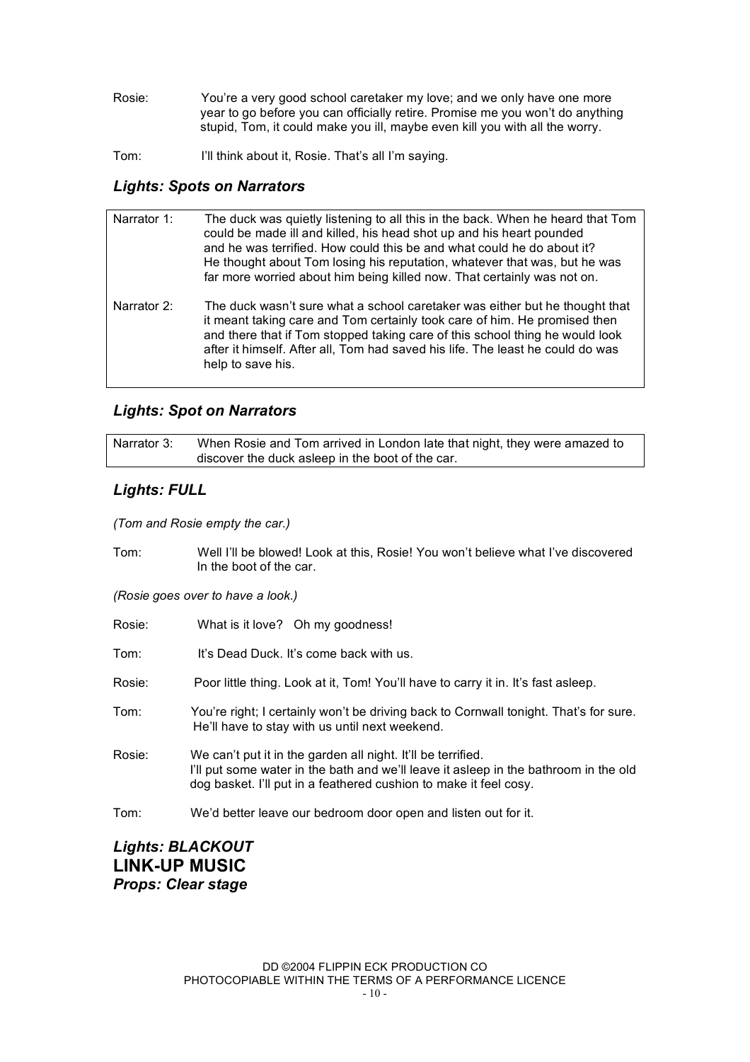Rosie: You're a very good school caretaker my love; and we only have one more year to go before you can officially retire. Promise me you won't do anything stupid, Tom, it could make you ill, maybe even kill you with all the worry.

Tom: I'll think about it, Rosie. That's all I'm saying.

### *Lights: Spots on Narrators*

| | |
|---|---|
| Narrator 1: | The duck was quietly listening to all this in the back. When he heard that Tom could be made ill and killed, his head shot up and his heart pounded and he was terrified. How could this be and what could he do about it? He thought about Tom losing his reputation, whatever that was, but he was far more worried about him being killed now. That certainly was not on. |
| Narrator 2: | The duck wasn't sure what a school caretaker was either but he thought that it meant taking care and Tom certainly took care of him. He promised then and there that if Tom stopped taking care of this school thing he would look after it himself. After all, Tom had saved his life. The least he could do was help to save his. |

### *Lights: Spot on Narrators*

| | |
|---|---|
| Narrator 3: | When Rosie and Tom arrived in London late that night, they were amazed to discover the duck asleep in the boot of the car. |

### *Lights: FULL*

*(Tom and Rosie empty the car.)*

Tom: Well I'll be blowed! Look at this, Rosie! You won't believe what I've discovered In the boot of the car.

*(Rosie goes over to have a look.)*

Rosie: What is it love? Oh my goodness!

Tom: It's Dead Duck. It's come back with us.

Rosie: Poor little thing. Look at it, Tom! You'll have to carry it in. It's fast asleep.

Tom: You're right; I certainly won't be driving back to Cornwall tonight. That's for sure. He'll have to stay with us until next weekend.

Rosie: We can't put it in the garden all night. It'll be terrified. I'll put some water in the bath and we'll leave it asleep in the bathroom in the old dog basket. I'll put in a feathered cushion to make it feel cosy.

Tom: We'd better leave our bedroom door open and listen out for it.

### *Lights: BLACKOUT*
### **LINK-UP MUSIC**
### *Props: Clear stage*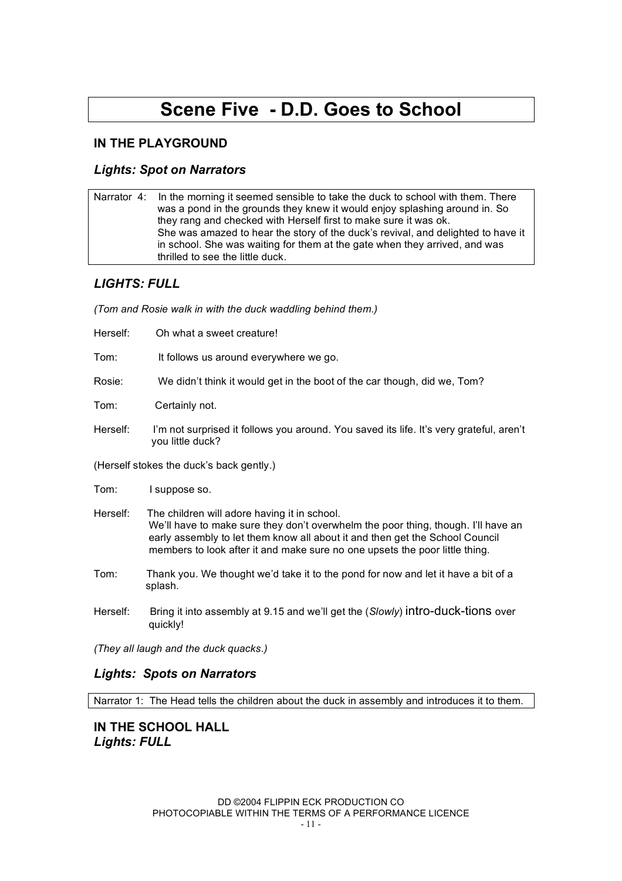# Scene Five - D.D. Goes to School

### IN THE PLAYGROUND

### *Lights: Spot on Narrators*

| | |
|---|---|
| Narrator 4: | In the morning it seemed sensible to take the duck to school with them. There was a pond in the grounds they knew it would enjoy splashing around in. So they rang and checked with Herself first to make sure it was ok. She was amazed to hear the story of the duck's revival, and delighted to have it in school. She was waiting for them at the gate when they arrived, and was thrilled to see the little duck. |

### *LIGHTS: FULL*

*(Tom and Rosie walk in with the duck waddling behind them.)*

Herself: Oh what a sweet creature!

Tom: It follows us around everywhere we go.

Rosie: We didn't think it would get in the boot of the car though, did we, Tom?

Tom: Certainly not.

Herself: I'm not surprised it follows you around. You saved its life. It's very grateful, aren't you little duck?

(Herself stokes the duck's back gently.)

Tom: I suppose so.

Herself: The children will adore having it in school.
We'll have to make sure they don't overwhelm the poor thing, though. I'll have an early assembly to let them know all about it and then get the School Council members to look after it and make sure no one upsets the poor little thing.

Tom: Thank you. We thought we'd take it to the pond for now and let it have a bit of a splash.

Herself: Bring it into assembly at 9.15 and we'll get the (*Slowly*) intro-duck-tions over quickly!

*(They all laugh and the duck quacks.)*

### *Lights: Spots on Narrators*

| | |
|---|---|
| Narrator 1: | The Head tells the children about the duck in assembly and introduces it to them. |

### IN THE SCHOOL HALL
### *Lights: FULL*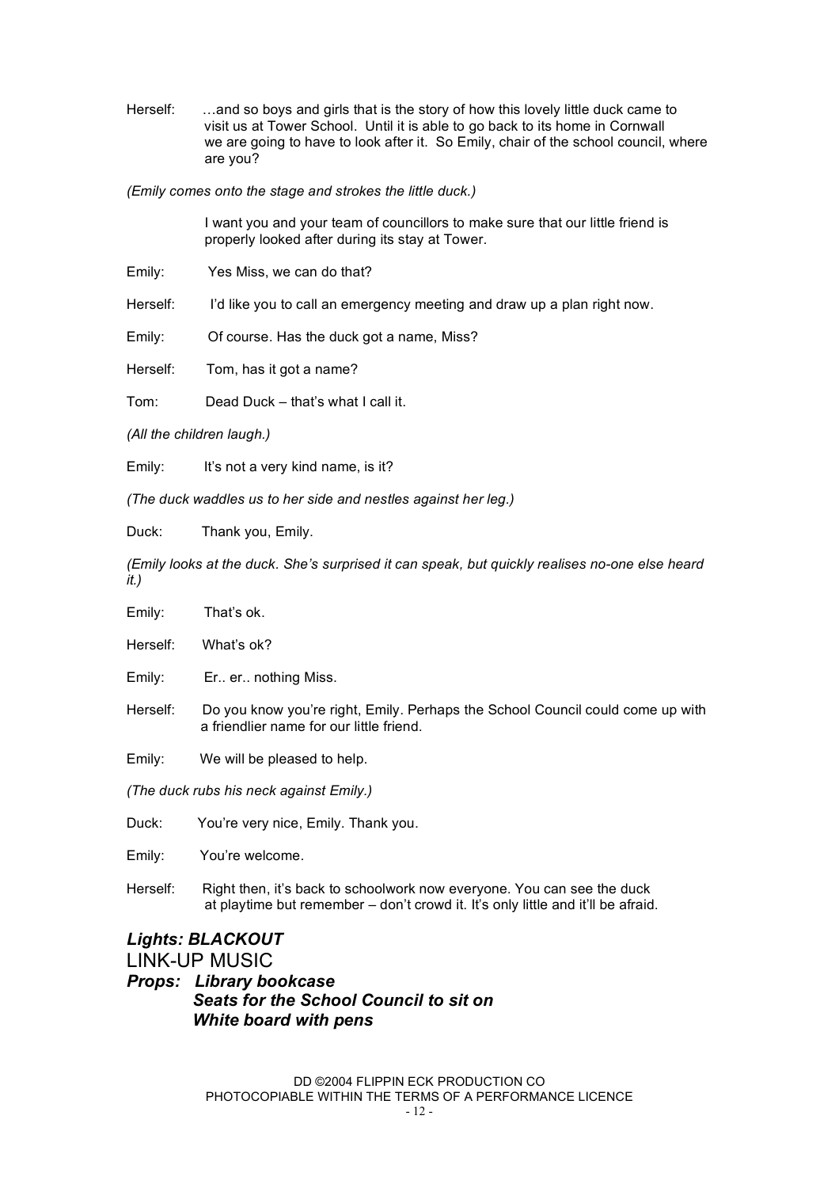Herself: …and so boys and girls that is the story of how this lovely little duck came to visit us at Tower School. Until it is able to go back to its home in Cornwall we are going to have to look after it. So Emily, chair of the school council, where are you?

*(Emily comes onto the stage and strokes the little duck.)*

I want you and your team of councillors to make sure that our little friend is properly looked after during its stay at Tower.

Emily: Yes Miss, we can do that?

Herself: I'd like you to call an emergency meeting and draw up a plan right now.

Emily: Of course. Has the duck got a name, Miss?

Herself: Tom, has it got a name?

Tom: Dead Duck – that's what I call it.

*(All the children laugh.)*

Emily: It's not a very kind name, is it?

*(The duck waddles us to her side and nestles against her leg.)*

Duck: Thank you, Emily.

*(Emily looks at the duck. She's surprised it can speak, but quickly realises no-one else heard it.)*

Emily: That's ok.

Herself: What's ok?

Emily: Er.. er.. nothing Miss.

Herself: Do you know you're right, Emily. Perhaps the School Council could come up with a friendlier name for our little friend.

Emily: We will be pleased to help.

*(The duck rubs his neck against Emily.)*

Duck: You're very nice, Emily. Thank you.

Emily: You're welcome.

Herself: Right then, it's back to schoolwork now everyone. You can see the duck at playtime but remember – don't crowd it. It's only little and it'll be afraid.

***Lights: BLACKOUT***

LINK-UP MUSIC

***Props: Library bookcase***
***Seats for the School Council to sit on***
***White board with pens***

DD ©2004 FLIPPIN ECK PRODUCTION CO
PHOTOCOPIABLE WITHIN THE TERMS OF A PERFORMANCE LICENCE